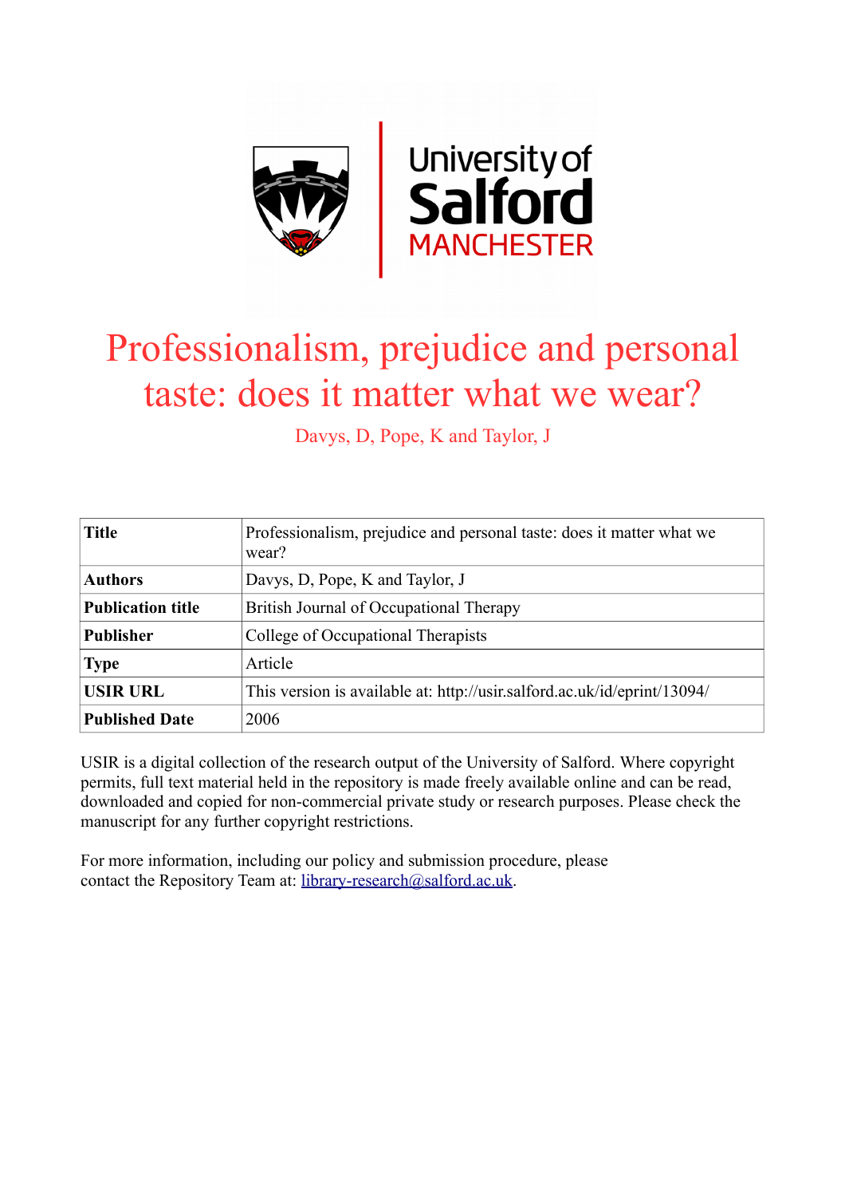# Professionalism, prejudice and personal taste: does it matter what we wear?

Davys, D, Pope, K and Taylor, J

| Title | Professionalism, prejudice and personal taste: does it matter what we wear? |
|---|---|
| Authors | Davys, D, Pope, K and Taylor, J |
| Publication title | British Journal of Occupational Therapy |
| Publisher | College of Occupational Therapists |
| Type | Article |
| USIR URL | This version is available at: http://usir.salford.ac.uk/id/eprint/13094/ |
| Published Date | 2006 |

USIR is a digital collection of the research output of the University of Salford. Where copyright permits, full text material held in the repository is made freely available online and can be read, downloaded and copied for non-commercial private study or research purposes. Please check the manuscript for any further copyright restrictions.

For more information, including our policy and submission procedure, please contact the Repository Team at: library-research@salford.ac.uk.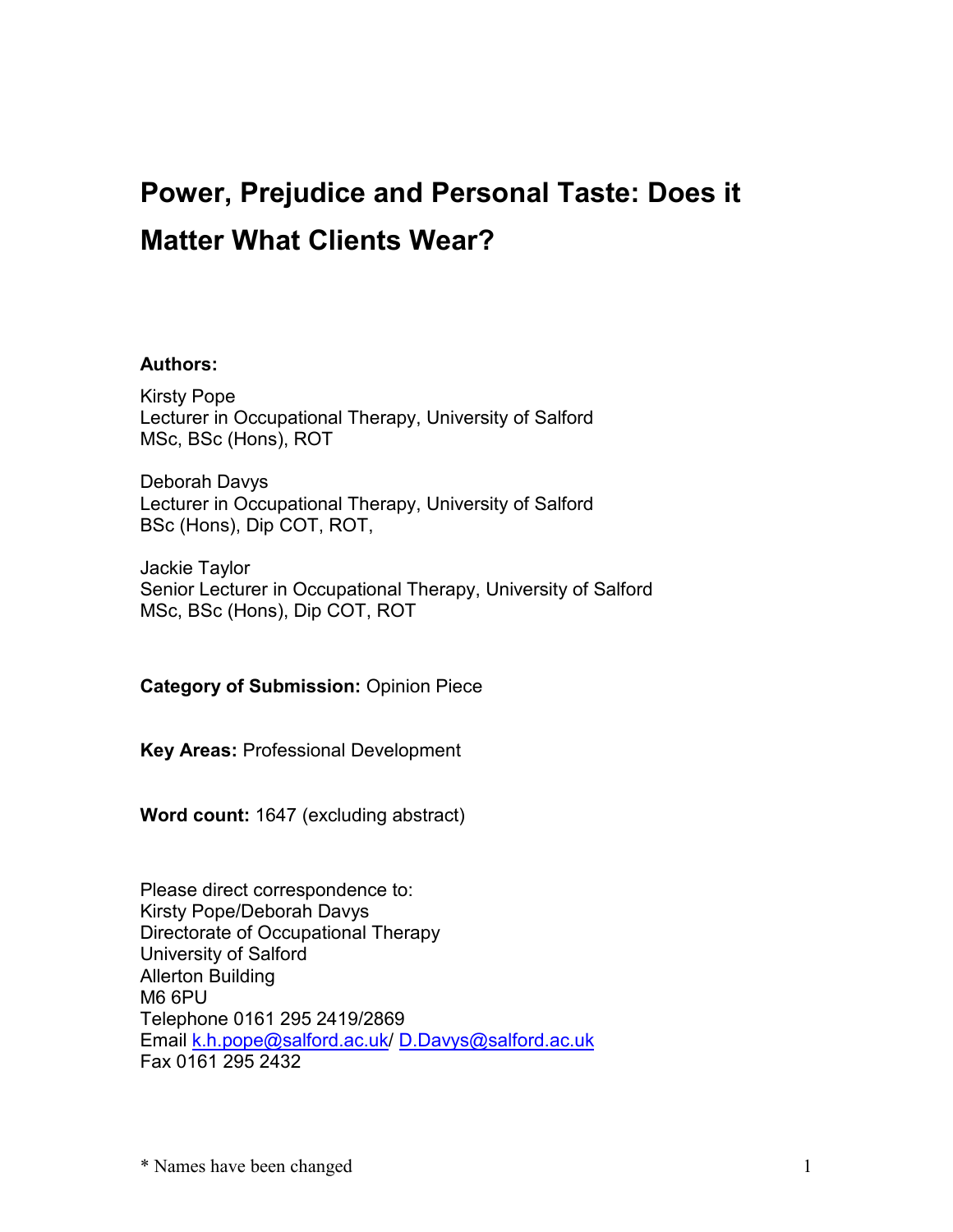# Power, Prejudice and Personal Taste: Does it Matter What Clients Wear?

**Authors:**

Kirsty Pope
Lecturer in Occupational Therapy, University of Salford
MSc, BSc (Hons), ROT

Deborah Davys
Lecturer in Occupational Therapy, University of Salford
BSc (Hons), Dip COT, ROT,

Jackie Taylor
Senior Lecturer in Occupational Therapy, University of Salford
MSc, BSc (Hons), Dip COT, ROT

**Category of Submission:** Opinion Piece

**Key Areas:** Professional Development

**Word count:** 1647 (excluding abstract)

Please direct correspondence to:
Kirsty Pope/Deborah Davys
Directorate of Occupational Therapy
University of Salford
Allerton Building
M6 6PU
Telephone 0161 295 2419/2869
Email k.h.pope@salford.ac.uk/ D.Davys@salford.ac.uk
Fax 0161 295 2432

* Names have been changed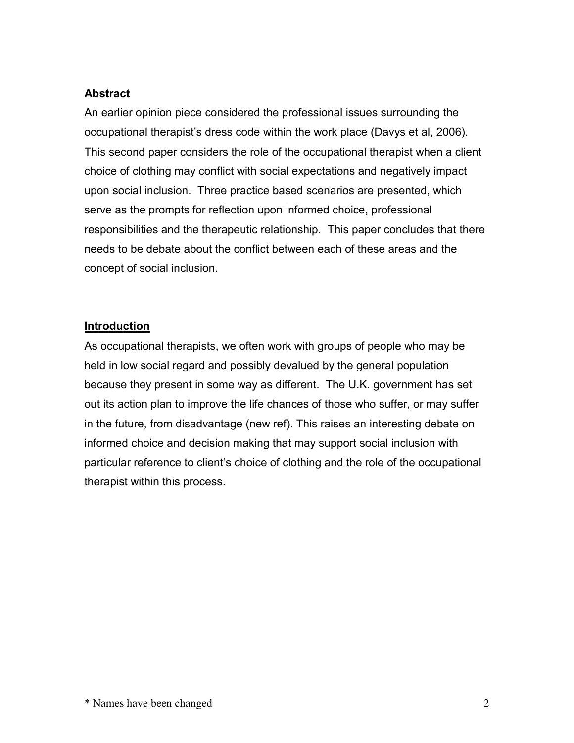**Abstract**

An earlier opinion piece considered the professional issues surrounding the occupational therapist's dress code within the work place (Davys et al, 2006). This second paper considers the role of the occupational therapist when a client choice of clothing may conflict with social expectations and negatively impact upon social inclusion. Three practice based scenarios are presented, which serve as the prompts for reflection upon informed choice, professional responsibilities and the therapeutic relationship. This paper concludes that there needs to be debate about the conflict between each of these areas and the concept of social inclusion.

## Introduction

As occupational therapists, we often work with groups of people who may be held in low social regard and possibly devalued by the general population because they present in some way as different. The U.K. government has set out its action plan to improve the life chances of those who suffer, or may suffer in the future, from disadvantage (new ref). This raises an interesting debate on informed choice and decision making that may support social inclusion with particular reference to client's choice of clothing and the role of the occupational therapist within this process.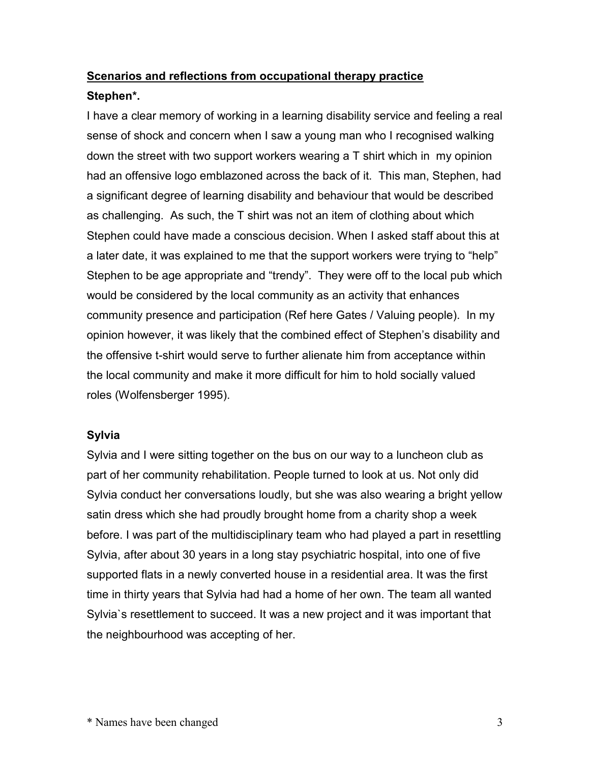## Scenarios and reflections from occupational therapy practice

**Stephen*.**

I have a clear memory of working in a learning disability service and feeling a real sense of shock and concern when I saw a young man who I recognised walking down the street with two support workers wearing a T shirt which in my opinion had an offensive logo emblazoned across the back of it. This man, Stephen, had a significant degree of learning disability and behaviour that would be described as challenging. As such, the T shirt was not an item of clothing about which Stephen could have made a conscious decision. When I asked staff about this at a later date, it was explained to me that the support workers were trying to "help" Stephen to be age appropriate and "trendy". They were off to the local pub which would be considered by the local community as an activity that enhances community presence and participation (Ref here Gates / Valuing people). In my opinion however, it was likely that the combined effect of Stephen's disability and the offensive t-shirt would serve to further alienate him from acceptance within the local community and make it more difficult for him to hold socially valued roles (Wolfensberger 1995).

**Sylvia**

Sylvia and I were sitting together on the bus on our way to a luncheon club as part of her community rehabilitation. People turned to look at us. Not only did Sylvia conduct her conversations loudly, but she was also wearing a bright yellow satin dress which she had proudly brought home from a charity shop a week before. I was part of the multidisciplinary team who had played a part in resettling Sylvia, after about 30 years in a long stay psychiatric hospital, into one of five supported flats in a newly converted house in a residential area. It was the first time in thirty years that Sylvia had had a home of her own. The team all wanted Sylvia`s resettlement to succeed. It was a new project and it was important that the neighbourhood was accepting of her.

* Names have been changed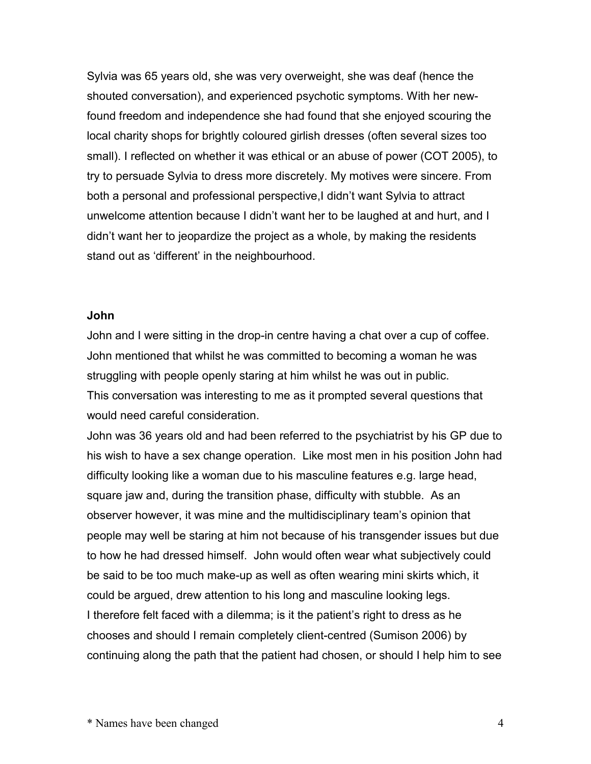Sylvia was 65 years old, she was very overweight, she was deaf (hence the shouted conversation), and experienced psychotic symptoms. With her new-found freedom and independence she had found that she enjoyed scouring the local charity shops for brightly coloured girlish dresses (often several sizes too small). I reflected on whether it was ethical or an abuse of power (COT 2005), to try to persuade Sylvia to dress more discretely. My motives were sincere. From both a personal and professional perspective,I didn't want Sylvia to attract unwelcome attention because I didn't want her to be laughed at and hurt, and I didn't want her to jeopardize the project as a whole, by making the residents stand out as 'different' in the neighbourhood.

**John**

John and I were sitting in the drop-in centre having a chat over a cup of coffee. John mentioned that whilst he was committed to becoming a woman he was struggling with people openly staring at him whilst he was out in public. This conversation was interesting to me as it prompted several questions that would need careful consideration.

John was 36 years old and had been referred to the psychiatrist by his GP due to his wish to have a sex change operation. Like most men in his position John had difficulty looking like a woman due to his masculine features e.g. large head, square jaw and, during the transition phase, difficulty with stubble. As an observer however, it was mine and the multidisciplinary team's opinion that people may well be staring at him not because of his transgender issues but due to how he had dressed himself. John would often wear what subjectively could be said to be too much make-up as well as often wearing mini skirts which, it could be argued, drew attention to his long and masculine looking legs.

I therefore felt faced with a dilemma; is it the patient's right to dress as he chooses and should I remain completely client-centred (Sumison 2006) by continuing along the path that the patient had chosen, or should I help him to see

\* Names have been changed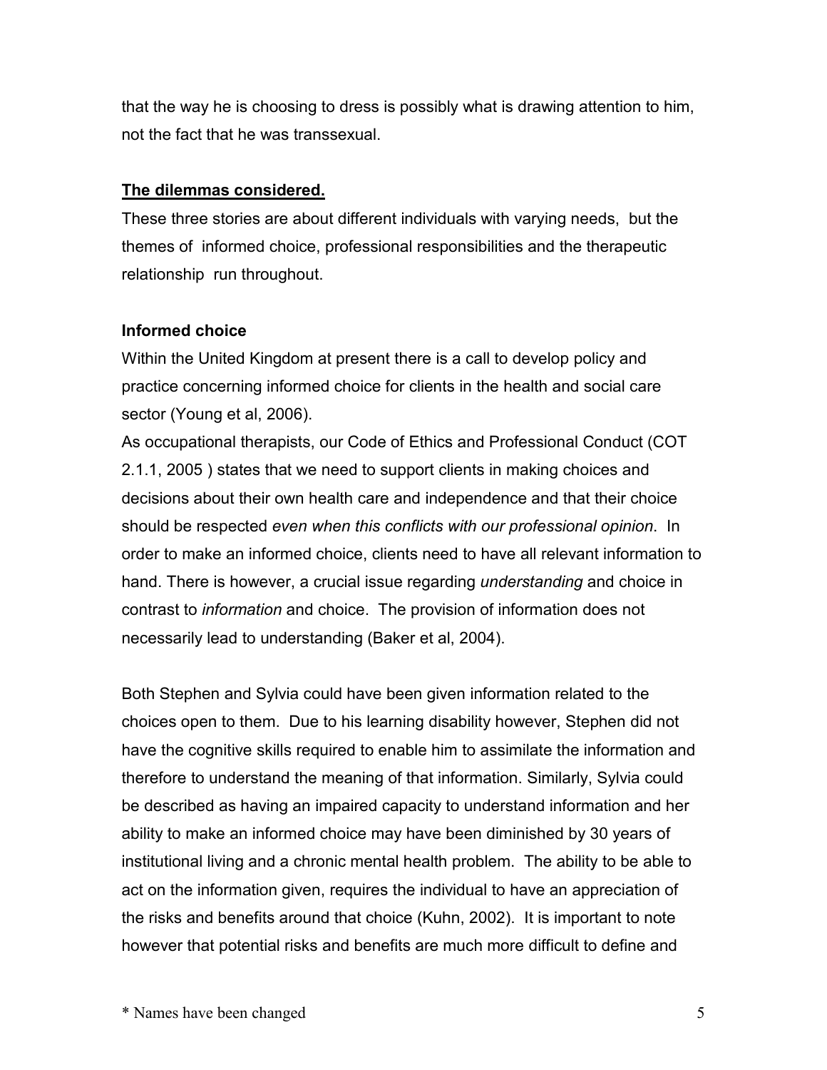that the way he is choosing to dress is possibly what is drawing attention to him, not the fact that he was transsexual.

**The dilemmas considered.**

These three stories are about different individuals with varying needs, but the themes of informed choice, professional responsibilities and the therapeutic relationship run throughout.

**Informed choice**

Within the United Kingdom at present there is a call to develop policy and practice concerning informed choice for clients in the health and social care sector (Young et al, 2006).

As occupational therapists, our Code of Ethics and Professional Conduct (COT 2.1.1, 2005 ) states that we need to support clients in making choices and decisions about their own health care and independence and that their choice should be respected *even when this conflicts with our professional opinion*. In order to make an informed choice, clients need to have all relevant information to hand. There is however, a crucial issue regarding *understanding* and choice in contrast to *information* and choice. The provision of information does not necessarily lead to understanding (Baker et al, 2004).

Both Stephen and Sylvia could have been given information related to the choices open to them. Due to his learning disability however, Stephen did not have the cognitive skills required to enable him to assimilate the information and therefore to understand the meaning of that information. Similarly, Sylvia could be described as having an impaired capacity to understand information and her ability to make an informed choice may have been diminished by 30 years of institutional living and a chronic mental health problem. The ability to be able to act on the information given, requires the individual to have an appreciation of the risks and benefits around that choice (Kuhn, 2002). It is important to note however that potential risks and benefits are much more difficult to define and

* Names have been changed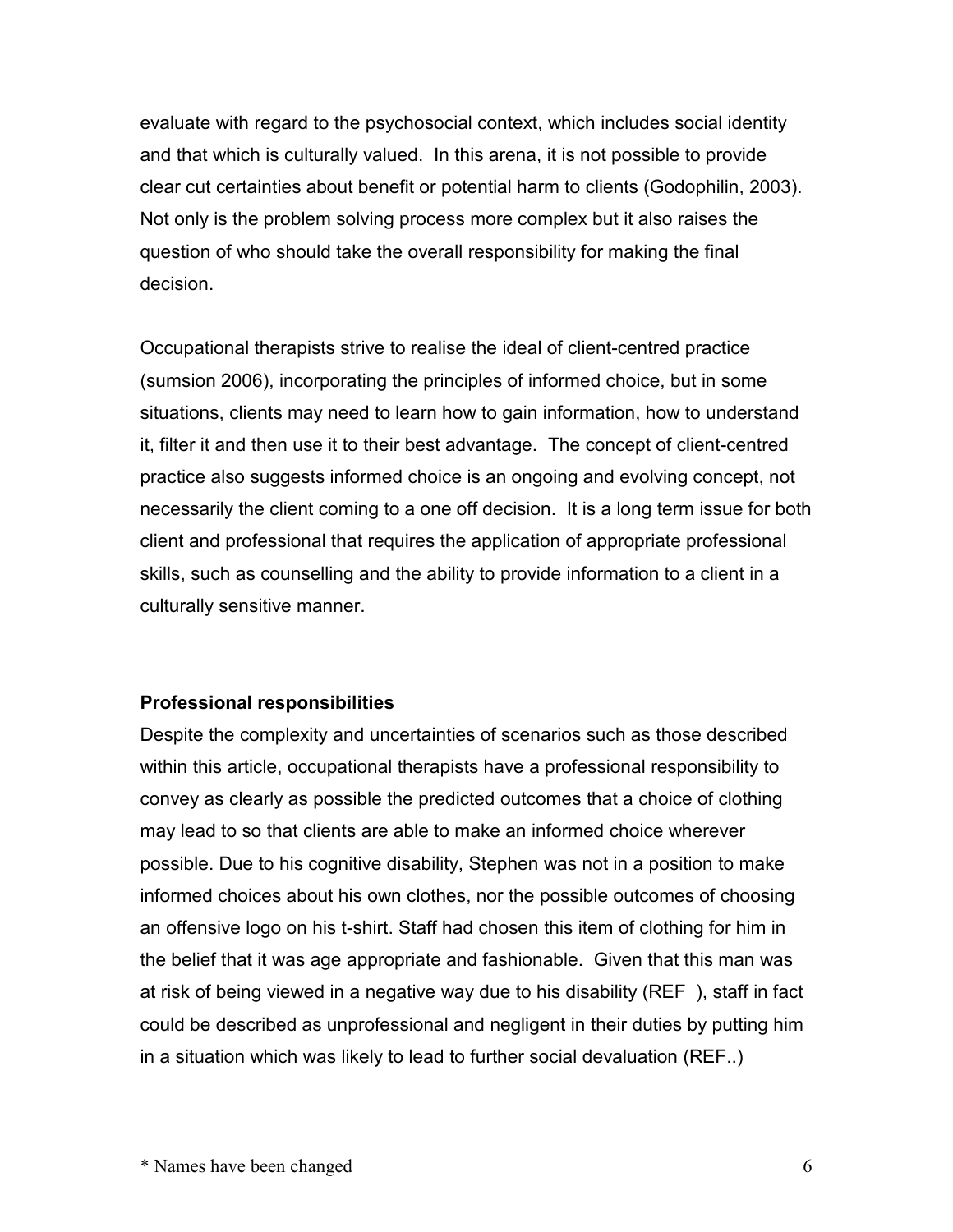evaluate with regard to the psychosocial context, which includes social identity and that which is culturally valued. In this arena, it is not possible to provide clear cut certainties about benefit or potential harm to clients (Godophilin, 2003). Not only is the problem solving process more complex but it also raises the question of who should take the overall responsibility for making the final decision.

Occupational therapists strive to realise the ideal of client-centred practice (sumsion 2006), incorporating the principles of informed choice, but in some situations, clients may need to learn how to gain information, how to understand it, filter it and then use it to their best advantage. The concept of client-centred practice also suggests informed choice is an ongoing and evolving concept, not necessarily the client coming to a one off decision. It is a long term issue for both client and professional that requires the application of appropriate professional skills, such as counselling and the ability to provide information to a client in a culturally sensitive manner.

**Professional responsibilities**

Despite the complexity and uncertainties of scenarios such as those described within this article, occupational therapists have a professional responsibility to convey as clearly as possible the predicted outcomes that a choice of clothing may lead to so that clients are able to make an informed choice wherever possible. Due to his cognitive disability, Stephen was not in a position to make informed choices about his own clothes, nor the possible outcomes of choosing an offensive logo on his t-shirt. Staff had chosen this item of clothing for him in the belief that it was age appropriate and fashionable. Given that this man was at risk of being viewed in a negative way due to his disability (REF ), staff in fact could be described as unprofessional and negligent in their duties by putting him in a situation which was likely to lead to further social devaluation (REF..)

* Names have been changed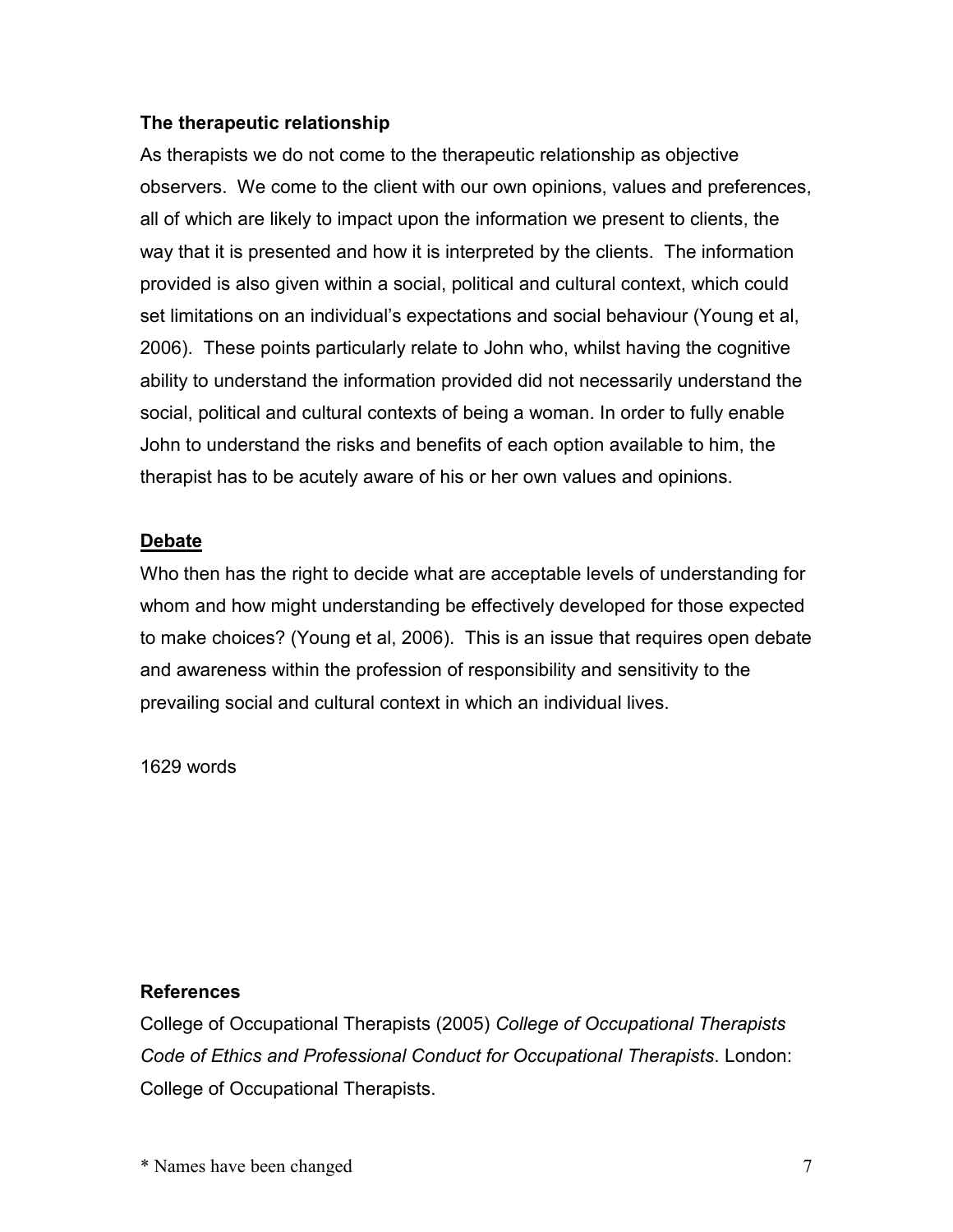**The therapeutic relationship**

As therapists we do not come to the therapeutic relationship as objective observers. We come to the client with our own opinions, values and preferences, all of which are likely to impact upon the information we present to clients, the way that it is presented and how it is interpreted by the clients. The information provided is also given within a social, political and cultural context, which could set limitations on an individual's expectations and social behaviour (Young et al, 2006). These points particularly relate to John who, whilst having the cognitive ability to understand the information provided did not necessarily understand the social, political and cultural contexts of being a woman. In order to fully enable John to understand the risks and benefits of each option available to him, the therapist has to be acutely aware of his or her own values and opinions.

**Debate**

Who then has the right to decide what are acceptable levels of understanding for whom and how might understanding be effectively developed for those expected to make choices? (Young et al, 2006). This is an issue that requires open debate and awareness within the profession of responsibility and sensitivity to the prevailing social and cultural context in which an individual lives.

1629 words

**References**

College of Occupational Therapists (2005) *College of Occupational Therapists Code of Ethics and Professional Conduct for Occupational Therapists*. London: College of Occupational Therapists.

* Names have been changed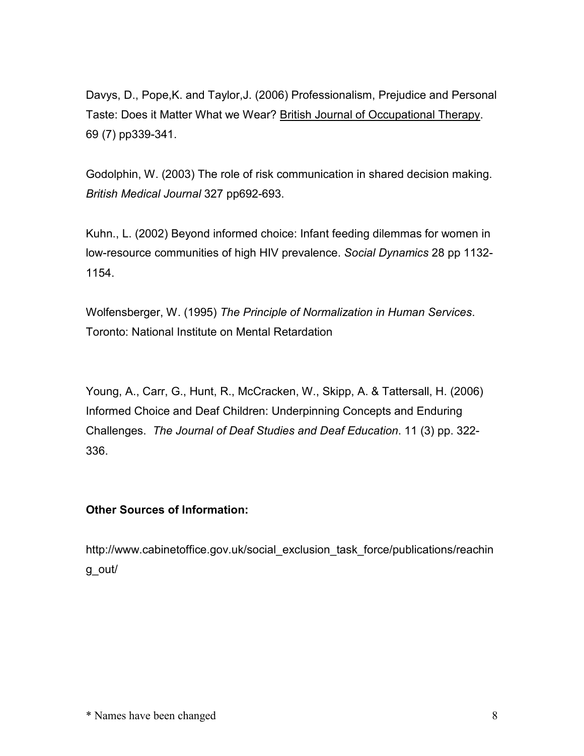Davys, D., Pope,K. and Taylor,J. (2006) Professionalism, Prejudice and Personal Taste: Does it Matter What we Wear? British Journal of Occupational Therapy. 69 (7) pp339-341.

Godolphin, W. (2003) The role of risk communication in shared decision making. *British Medical Journal* 327 pp692-693.

Kuhn., L. (2002) Beyond informed choice: Infant feeding dilemmas for women in low-resource communities of high HIV prevalence. *Social Dynamics* 28 pp 1132-1154.

Wolfensberger, W. (1995) *The Principle of Normalization in Human Services*. Toronto: National Institute on Mental Retardation

Young, A., Carr, G., Hunt, R., McCracken, W., Skipp, A. & Tattersall, H. (2006) Informed Choice and Deaf Children: Underpinning Concepts and Enduring Challenges. *The Journal of Deaf Studies and Deaf Education*. 11 (3) pp. 322-336.

**Other Sources of Information:**

http://www.cabinetoffice.gov.uk/social_exclusion_task_force/publications/reaching_out/

* Names have been changed